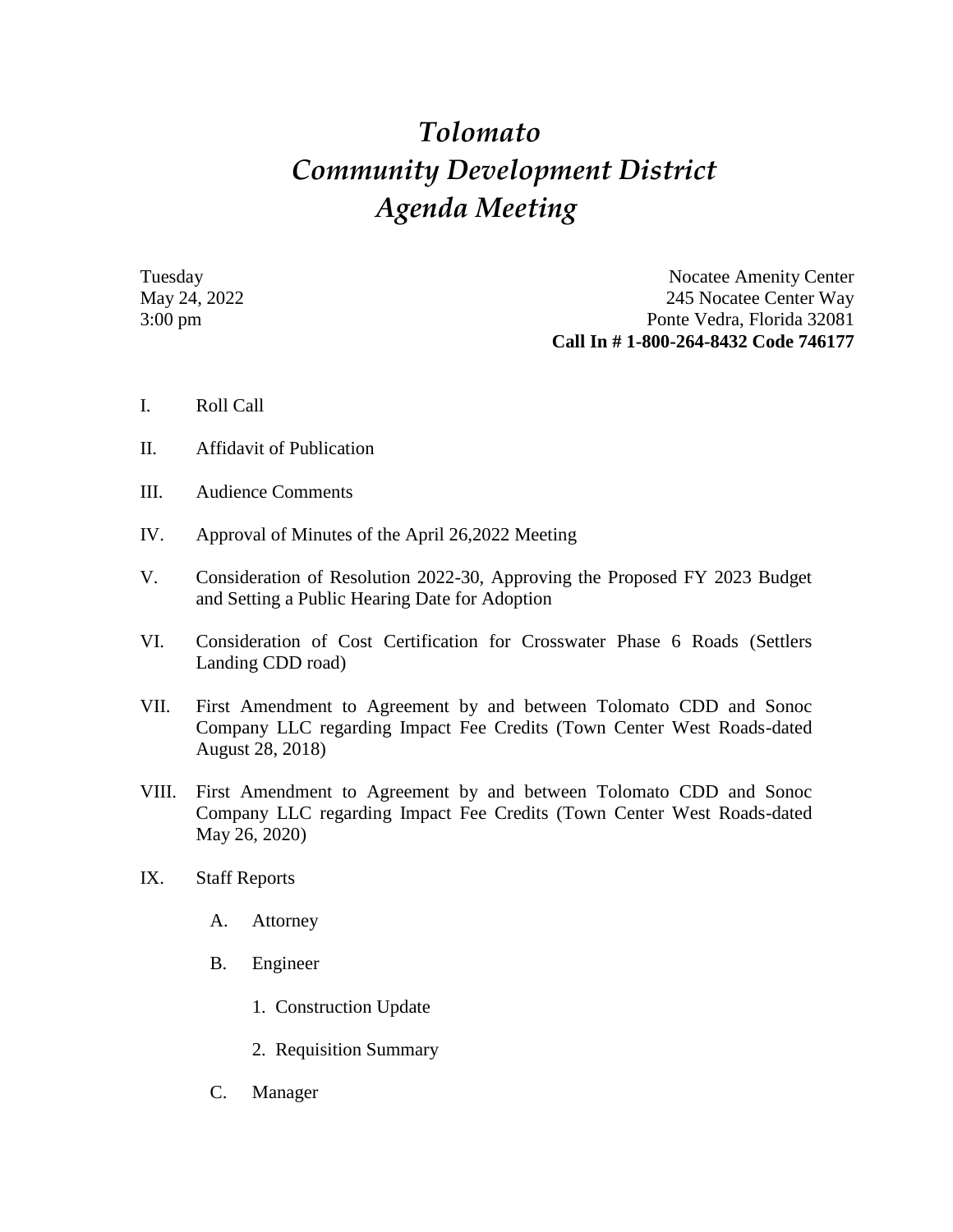# *Tolomato Community Development District Agenda Meeting*

Tuesday
May 24, 2022
3:00 pm

Nocatee Amenity Center
245 Nocatee Center Way
Ponte Vedra, Florida 32081
**Call In # 1-800-264-8432 Code 746177**

I. Roll Call

II. Affidavit of Publication

III. Audience Comments

IV. Approval of Minutes of the April 26,2022 Meeting

V. Consideration of Resolution 2022-30, Approving the Proposed FY 2023 Budget and Setting a Public Hearing Date for Adoption

VI. Consideration of Cost Certification for Crosswater Phase 6 Roads (Settlers Landing CDD road)

VII. First Amendment to Agreement by and between Tolomato CDD and Sonoc Company LLC regarding Impact Fee Credits (Town Center West Roads-dated August 28, 2018)

VIII. First Amendment to Agreement by and between Tolomato CDD and Sonoc Company LLC regarding Impact Fee Credits (Town Center West Roads-dated May 26, 2020)

IX. Staff Reports

   A. Attorney

   B. Engineer

      1. Construction Update

      2. Requisition Summary

   C. Manager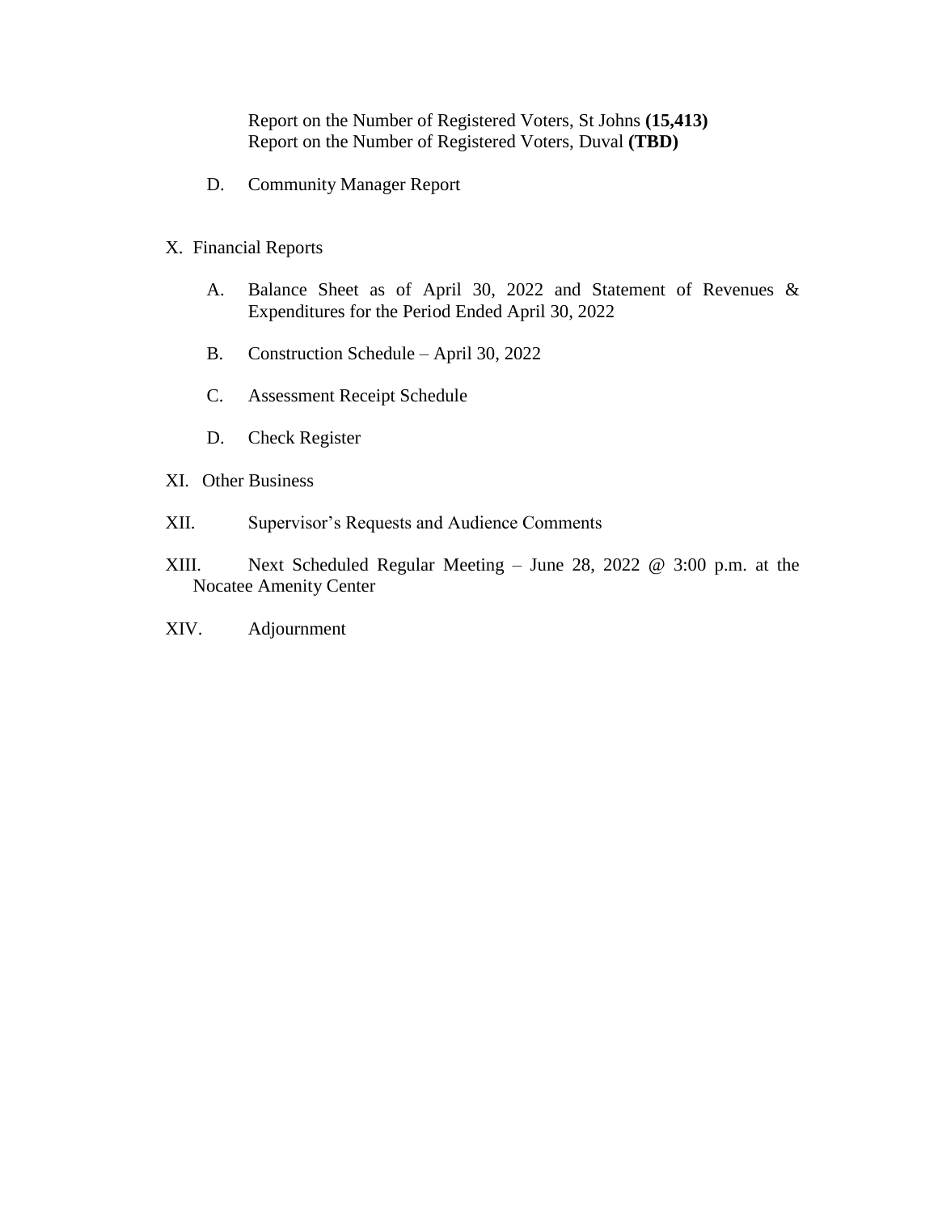Report on the Number of Registered Voters, St Johns **(15,413)**
Report on the Number of Registered Voters, Duval **(TBD)**

D. Community Manager Report

X. Financial Reports

A. Balance Sheet as of April 30, 2022 and Statement of Revenues & Expenditures for the Period Ended April 30, 2022

B. Construction Schedule – April 30, 2022

C. Assessment Receipt Schedule

D. Check Register

XI. Other Business

XII. Supervisor's Requests and Audience Comments

XIII. Next Scheduled Regular Meeting – June 28, 2022 @ 3:00 p.m. at the Nocatee Amenity Center

XIV. Adjournment